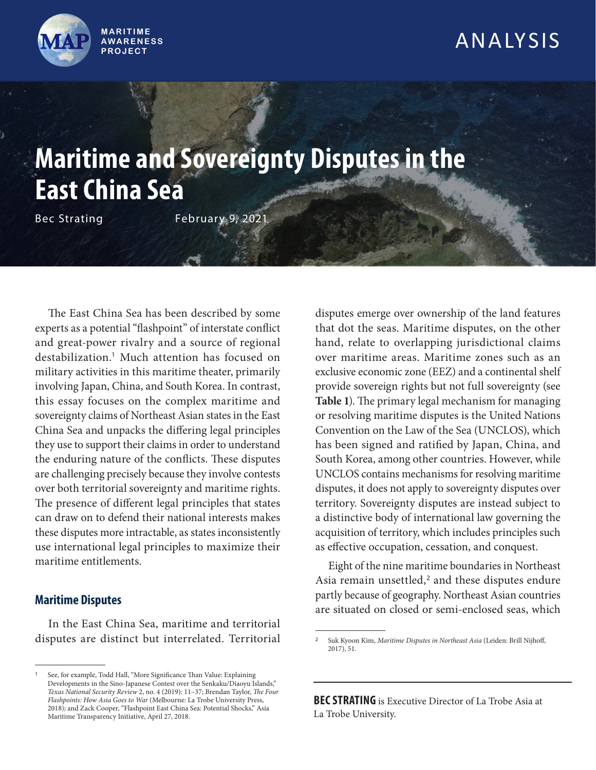MARITIME AWARENESS PROJECT

ANALYSIS

# Maritime and Sovereignty Disputes in the East China Sea

Bec Strating — February 9, 2021

The East China Sea has been described by some experts as a potential "flashpoint" of interstate conflict and great-power rivalry and a source of regional destabilization.[1] Much attention has focused on military activities in this maritime theater, primarily involving Japan, China, and South Korea. In contrast, this essay focuses on the complex maritime and sovereignty claims of Northeast Asian states in the East China Sea and unpacks the differing legal principles they use to support their claims in order to understand the enduring nature of the conflicts. These disputes are challenging precisely because they involve contests over both territorial sovereignty and maritime rights. The presence of different legal principles that states can draw on to defend their national interests makes these disputes more intractable, as states inconsistently use international legal principles to maximize their maritime entitlements.

## Maritime Disputes

In the East China Sea, maritime and territorial disputes are distinct but interrelated. Territorial disputes emerge over ownership of the land features that dot the seas. Maritime disputes, on the other hand, relate to overlapping jurisdictional claims over maritime areas. Maritime zones such as an exclusive economic zone (EEZ) and a continental shelf provide sovereign rights but not full sovereignty (see **Table 1**). The primary legal mechanism for managing or resolving maritime disputes is the United Nations Convention on the Law of the Sea (UNCLOS), which has been signed and ratified by Japan, China, and South Korea, among other countries. However, while UNCLOS contains mechanisms for resolving maritime disputes, it does not apply to sovereignty disputes over territory. Sovereignty disputes are instead subject to a distinctive body of international law governing the acquisition of territory, which includes principles such as effective occupation, cessation, and conquest.

Eight of the nine maritime boundaries in Northeast Asia remain unsettled,[2] and these disputes endure partly because of geography. Northeast Asian countries are situated on closed or semi-enclosed seas, which

---

[1] See, for example, Todd Hall, "More Significance Than Value: Explaining Developments in the Sino-Japanese Contest over the Senkaku/Diaoyu Islands," *Texas National Security Review* 2, no. 4 (2019): 11–37; Brendan Taylor, *The Four Flashpoints: How Asia Goes to War* (Melbourne: La Trobe University Press, 2018); and Zack Cooper, "Flashpoint East China Sea: Potential Shocks," Asia Maritime Transparency Initiative, April 27, 2018.

[2] Suk Kyoon Kim, *Maritime Disputes in Northeast Asia* (Leiden: Brill Nijhoff, 2017), 51.

---

**BEC STRATING** is Executive Director of La Trobe Asia at La Trobe University.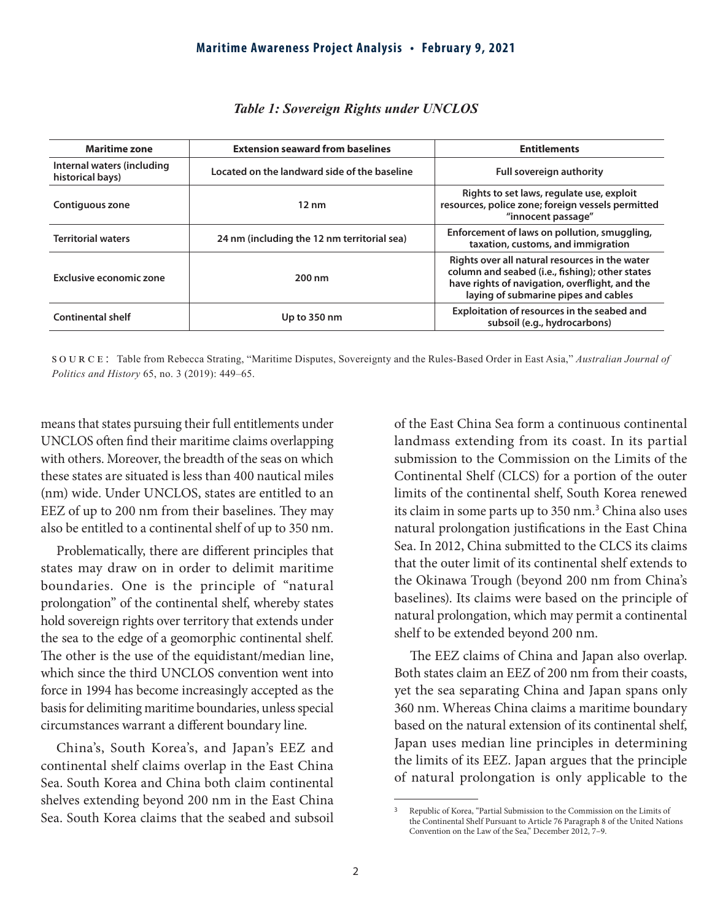*Table 1: Sovereign Rights under UNCLOS*

| Maritime zone | Extension seaward from baselines | Entitlements |
|---|---|---|
| Internal waters (including historical bays) | Located on the landward side of the baseline | Full sovereign authority |
| Contiguous zone | 12 nm | Rights to set laws, regulate use, exploit resources, police zone; foreign vessels permitted "innocent passage" |
| Territorial waters | 24 nm (including the 12 nm territorial sea) | Enforcement of laws on pollution, smuggling, taxation, customs, and immigration |
| Exclusive economic zone | 200 nm | Rights over all natural resources in the water column and seabed (i.e., fishing); other states have rights of navigation, overflight, and the laying of submarine pipes and cables |
| Continental shelf | Up to 350 nm | Exploitation of resources in the seabed and subsoil (e.g., hydrocarbons) |

SOURCE: Table from Rebecca Strating, "Maritime Disputes, Sovereignty and the Rules-Based Order in East Asia," *Australian Journal of Politics and History* 65, no. 3 (2019): 449–65.

means that states pursuing their full entitlements under UNCLOS often find their maritime claims overlapping with others. Moreover, the breadth of the seas on which these states are situated is less than 400 nautical miles (nm) wide. Under UNCLOS, states are entitled to an EEZ of up to 200 nm from their baselines. They may also be entitled to a continental shelf of up to 350 nm.

Problematically, there are different principles that states may draw on in order to delimit maritime boundaries. One is the principle of "natural prolongation" of the continental shelf, whereby states hold sovereign rights over territory that extends under the sea to the edge of a geomorphic continental shelf. The other is the use of the equidistant/median line, which since the third UNCLOS convention went into force in 1994 has become increasingly accepted as the basis for delimiting maritime boundaries, unless special circumstances warrant a different boundary line.

China's, South Korea's, and Japan's EEZ and continental shelf claims overlap in the East China Sea. South Korea and China both claim continental shelves extending beyond 200 nm in the East China Sea. South Korea claims that the seabed and subsoil of the East China Sea form a continuous continental landmass extending from its coast. In its partial submission to the Commission on the Limits of the Continental Shelf (CLCS) for a portion of the outer limits of the continental shelf, South Korea renewed its claim in some parts up to 350 nm.[3] China also uses natural prolongation justifications in the East China Sea. In 2012, China submitted to the CLCS its claims that the outer limit of its continental shelf extends to the Okinawa Trough (beyond 200 nm from China's baselines). Its claims were based on the principle of natural prolongation, which may permit a continental shelf to be extended beyond 200 nm.

The EEZ claims of China and Japan also overlap. Both states claim an EEZ of 200 nm from their coasts, yet the sea separating China and Japan spans only 360 nm. Whereas China claims a maritime boundary based on the natural extension of its continental shelf, Japan uses median line principles in determining the limits of its EEZ. Japan argues that the principle of natural prolongation is only applicable to the

[3] Republic of Korea, "Partial Submission to the Commission on the Limits of the Continental Shelf Pursuant to Article 76 Paragraph 8 of the United Nations Convention on the Law of the Sea," December 2012, 7–9.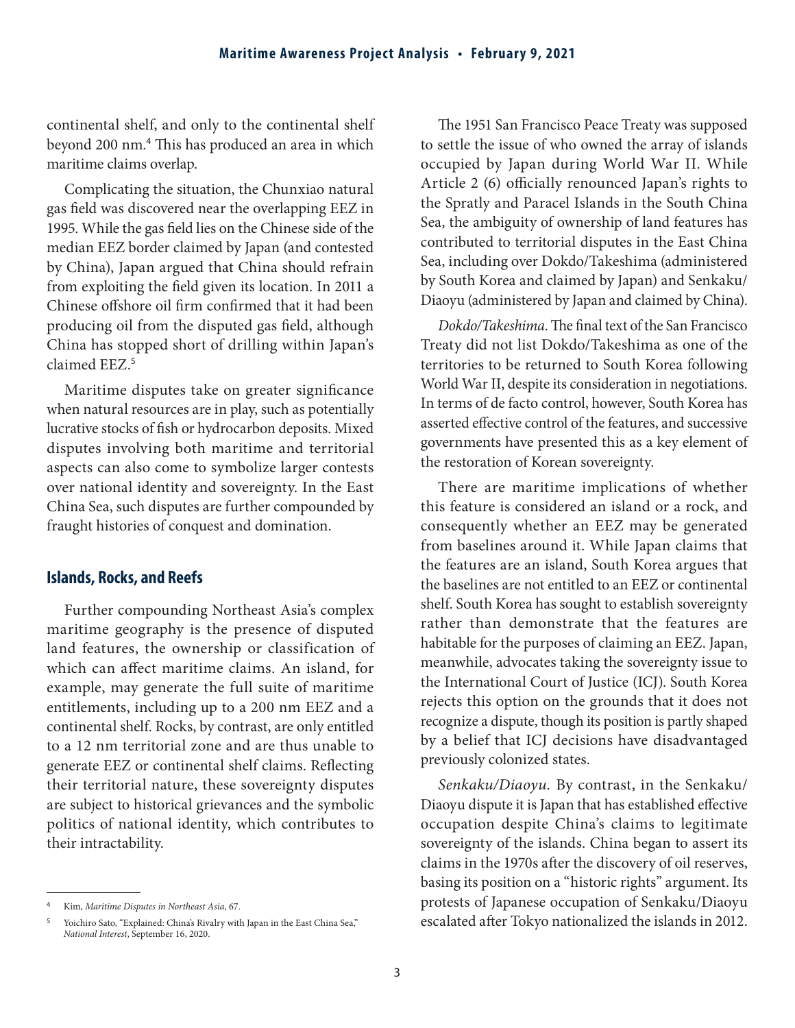continental shelf, and only to the continental shelf beyond 200 nm.[4] This has produced an area in which maritime claims overlap.

Complicating the situation, the Chunxiao natural gas field was discovered near the overlapping EEZ in 1995. While the gas field lies on the Chinese side of the median EEZ border claimed by Japan (and contested by China), Japan argued that China should refrain from exploiting the field given its location. In 2011 a Chinese offshore oil firm confirmed that it had been producing oil from the disputed gas field, although China has stopped short of drilling within Japan's claimed EEZ.[5]

Maritime disputes take on greater significance when natural resources are in play, such as potentially lucrative stocks of fish or hydrocarbon deposits. Mixed disputes involving both maritime and territorial aspects can also come to symbolize larger contests over national identity and sovereignty. In the East China Sea, such disputes are further compounded by fraught histories of conquest and domination.

## Islands, Rocks, and Reefs

Further compounding Northeast Asia's complex maritime geography is the presence of disputed land features, the ownership or classification of which can affect maritime claims. An island, for example, may generate the full suite of maritime entitlements, including up to a 200 nm EEZ and a continental shelf. Rocks, by contrast, are only entitled to a 12 nm territorial zone and are thus unable to generate EEZ or continental shelf claims. Reflecting their territorial nature, these sovereignty disputes are subject to historical grievances and the symbolic politics of national identity, which contributes to their intractability.

The 1951 San Francisco Peace Treaty was supposed to settle the issue of who owned the array of islands occupied by Japan during World War II. While Article 2 (6) officially renounced Japan's rights to the Spratly and Paracel Islands in the South China Sea, the ambiguity of ownership of land features has contributed to territorial disputes in the East China Sea, including over Dokdo/Takeshima (administered by South Korea and claimed by Japan) and Senkaku/Diaoyu (administered by Japan and claimed by China).

*Dokdo/Takeshima*. The final text of the San Francisco Treaty did not list Dokdo/Takeshima as one of the territories to be returned to South Korea following World War II, despite its consideration in negotiations. In terms of de facto control, however, South Korea has asserted effective control of the features, and successive governments have presented this as a key element of the restoration of Korean sovereignty.

There are maritime implications of whether this feature is considered an island or a rock, and consequently whether an EEZ may be generated from baselines around it. While Japan claims that the features are an island, South Korea argues that the baselines are not entitled to an EEZ or continental shelf. South Korea has sought to establish sovereignty rather than demonstrate that the features are habitable for the purposes of claiming an EEZ. Japan, meanwhile, advocates taking the sovereignty issue to the International Court of Justice (ICJ). South Korea rejects this option on the grounds that it does not recognize a dispute, though its position is partly shaped by a belief that ICJ decisions have disadvantaged previously colonized states.

*Senkaku/Diaoyu*. By contrast, in the Senkaku/Diaoyu dispute it is Japan that has established effective occupation despite China's claims to legitimate sovereignty of the islands. China began to assert its claims in the 1970s after the discovery of oil reserves, basing its position on a "historic rights" argument. Its protests of Japanese occupation of Senkaku/Diaoyu escalated after Tokyo nationalized the islands in 2012.

---

[4] Kim, *Maritime Disputes in Northeast Asia*, 67.

[5] Yoichiro Sato, "Explained: China's Rivalry with Japan in the East China Sea," *National Interest*, September 16, 2020.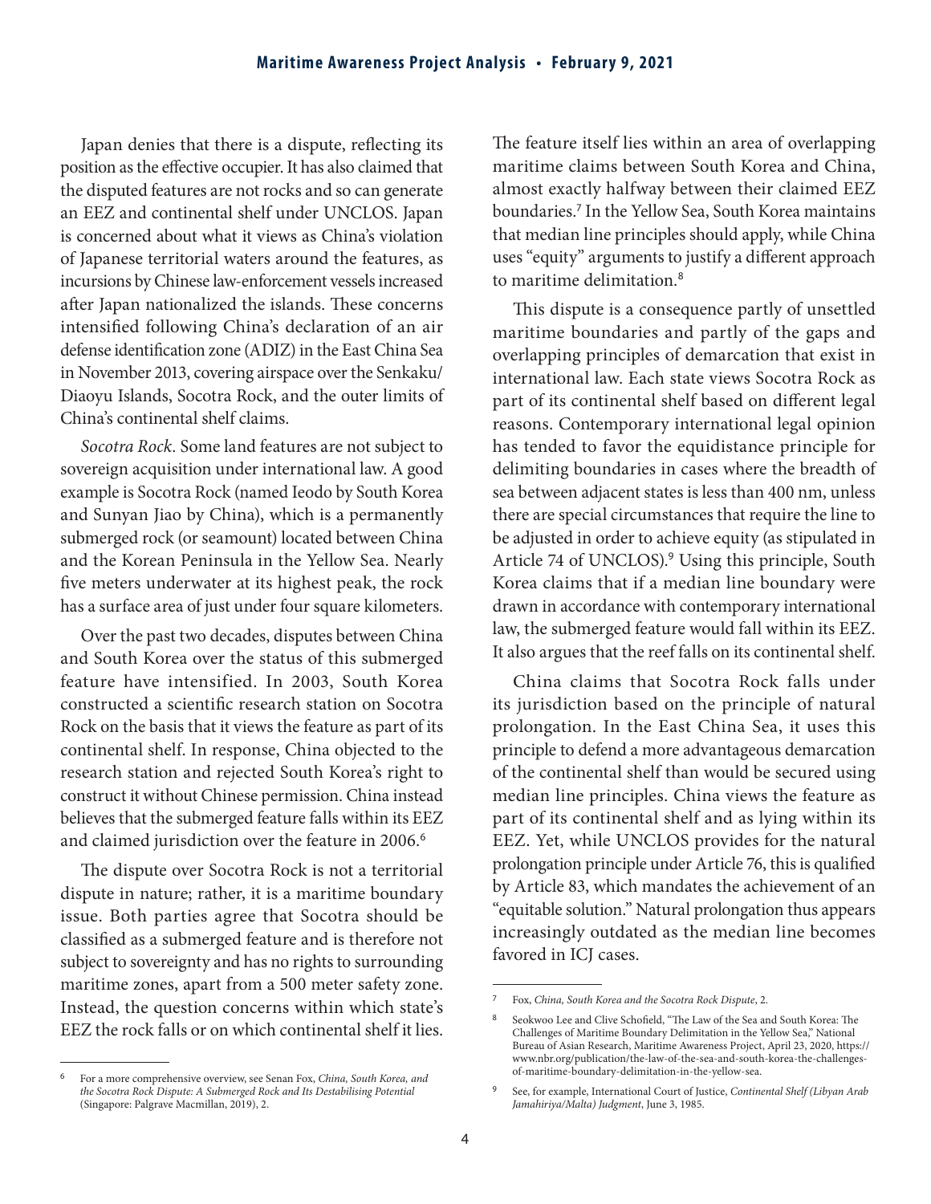Japan denies that there is a dispute, reflecting its position as the effective occupier. It has also claimed that the disputed features are not rocks and so can generate an EEZ and continental shelf under UNCLOS. Japan is concerned about what it views as China's violation of Japanese territorial waters around the features, as incursions by Chinese law-enforcement vessels increased after Japan nationalized the islands. These concerns intensified following China's declaration of an air defense identification zone (ADIZ) in the East China Sea in November 2013, covering airspace over the Senkaku/Diaoyu Islands, Socotra Rock, and the outer limits of China's continental shelf claims.

*Socotra Rock*. Some land features are not subject to sovereign acquisition under international law. A good example is Socotra Rock (named Ieodo by South Korea and Sunyan Jiao by China), which is a permanently submerged rock (or seamount) located between China and the Korean Peninsula in the Yellow Sea. Nearly five meters underwater at its highest peak, the rock has a surface area of just under four square kilometers.

Over the past two decades, disputes between China and South Korea over the status of this submerged feature have intensified. In 2003, South Korea constructed a scientific research station on Socotra Rock on the basis that it views the feature as part of its continental shelf. In response, China objected to the research station and rejected South Korea's right to construct it without Chinese permission. China instead believes that the submerged feature falls within its EEZ and claimed jurisdiction over the feature in 2006.[6]

The dispute over Socotra Rock is not a territorial dispute in nature; rather, it is a maritime boundary issue. Both parties agree that Socotra should be classified as a submerged feature and is therefore not subject to sovereignty and has no rights to surrounding maritime zones, apart from a 500 meter safety zone. Instead, the question concerns within which state's EEZ the rock falls or on which continental shelf it lies. The feature itself lies within an area of overlapping maritime claims between South Korea and China, almost exactly halfway between their claimed EEZ boundaries.[7] In the Yellow Sea, South Korea maintains that median line principles should apply, while China uses "equity" arguments to justify a different approach to maritime delimitation.[8]

This dispute is a consequence partly of unsettled maritime boundaries and partly of the gaps and overlapping principles of demarcation that exist in international law. Each state views Socotra Rock as part of its continental shelf based on different legal reasons. Contemporary international legal opinion has tended to favor the equidistance principle for delimiting boundaries in cases where the breadth of sea between adjacent states is less than 400 nm, unless there are special circumstances that require the line to be adjusted in order to achieve equity (as stipulated in Article 74 of UNCLOS).[9] Using this principle, South Korea claims that if a median line boundary were drawn in accordance with contemporary international law, the submerged feature would fall within its EEZ. It also argues that the reef falls on its continental shelf.

China claims that Socotra Rock falls under its jurisdiction based on the principle of natural prolongation. In the East China Sea, it uses this principle to defend a more advantageous demarcation of the continental shelf than would be secured using median line principles. China views the feature as part of its continental shelf and as lying within its EEZ. Yet, while UNCLOS provides for the natural prolongation principle under Article 76, this is qualified by Article 83, which mandates the achievement of an "equitable solution." Natural prolongation thus appears increasingly outdated as the median line becomes favored in ICJ cases.

---

[6] For a more comprehensive overview, see Senan Fox, *China, South Korea, and the Socotra Rock Dispute: A Submerged Rock and Its Destabilising Potential* (Singapore: Palgrave Macmillan, 2019), 2.

[7] Fox, *China, South Korea and the Socotra Rock Dispute*, 2.

[8] Seokwoo Lee and Clive Schofield, "The Law of the Sea and South Korea: The Challenges of Maritime Boundary Delimitation in the Yellow Sea," National Bureau of Asian Research, Maritime Awareness Project, April 23, 2020, https://www.nbr.org/publication/the-law-of-the-sea-and-south-korea-the-challenges-of-maritime-boundary-delimitation-in-the-yellow-sea.

[9] See, for example, International Court of Justice, *Continental Shelf (Libyan Arab Jamahiriya/Malta) Judgment*, June 3, 1985.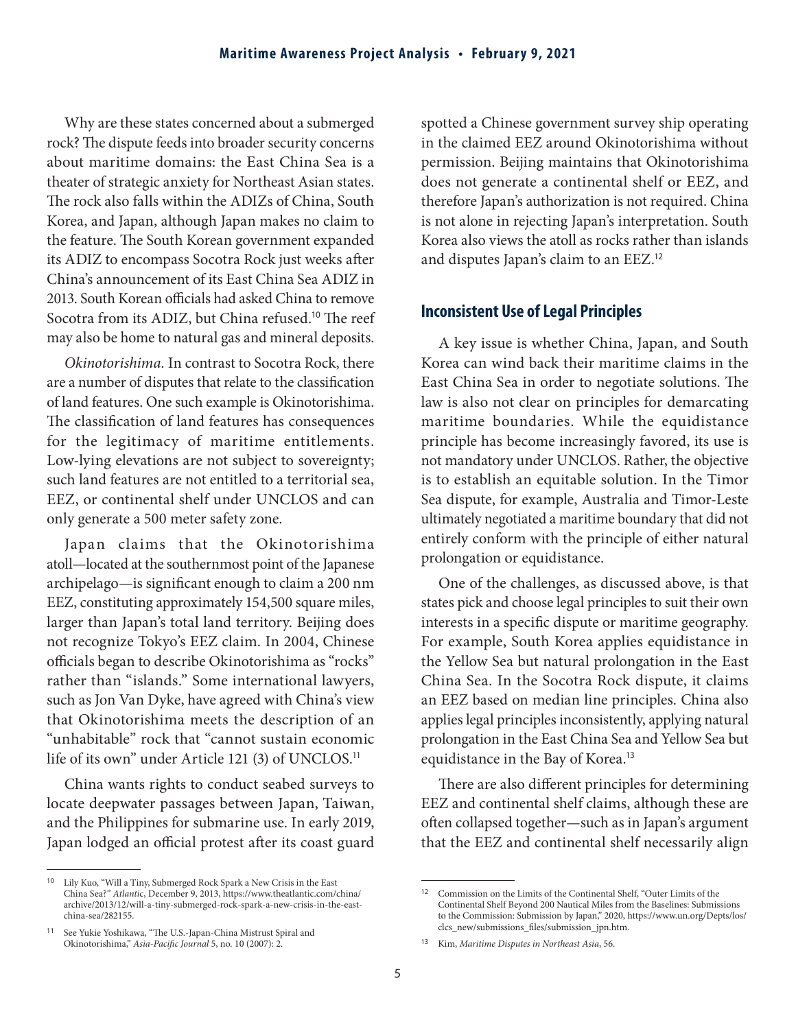Why are these states concerned about a submerged rock? The dispute feeds into broader security concerns about maritime domains: the East China Sea is a theater of strategic anxiety for Northeast Asian states. The rock also falls within the ADIZs of China, South Korea, and Japan, although Japan makes no claim to the feature. The South Korean government expanded its ADIZ to encompass Socotra Rock just weeks after China's announcement of its East China Sea ADIZ in 2013. South Korean officials had asked China to remove Socotra from its ADIZ, but China refused.[10] The reef may also be home to natural gas and mineral deposits.

*Okinotorishima.* In contrast to Socotra Rock, there are a number of disputes that relate to the classification of land features. One such example is Okinotorishima. The classification of land features has consequences for the legitimacy of maritime entitlements. Low-lying elevations are not subject to sovereignty; such land features are not entitled to a territorial sea, EEZ, or continental shelf under UNCLOS and can only generate a 500 meter safety zone.

Japan claims that the Okinotorishima atoll—located at the southernmost point of the Japanese archipelago—is significant enough to claim a 200 nm EEZ, constituting approximately 154,500 square miles, larger than Japan's total land territory. Beijing does not recognize Tokyo's EEZ claim. In 2004, Chinese officials began to describe Okinotorishima as "rocks" rather than "islands." Some international lawyers, such as Jon Van Dyke, have agreed with China's view that Okinotorishima meets the description of an "unhabitable" rock that "cannot sustain economic life of its own" under Article 121 (3) of UNCLOS.[11]

China wants rights to conduct seabed surveys to locate deepwater passages between Japan, Taiwan, and the Philippines for submarine use. In early 2019, Japan lodged an official protest after its coast guard spotted a Chinese government survey ship operating in the claimed EEZ around Okinotorishima without permission. Beijing maintains that Okinotorishima does not generate a continental shelf or EEZ, and therefore Japan's authorization is not required. China is not alone in rejecting Japan's interpretation. South Korea also views the atoll as rocks rather than islands and disputes Japan's claim to an EEZ.[12]

## Inconsistent Use of Legal Principles

A key issue is whether China, Japan, and South Korea can wind back their maritime claims in the East China Sea in order to negotiate solutions. The law is also not clear on principles for demarcating maritime boundaries. While the equidistance principle has become increasingly favored, its use is not mandatory under UNCLOS. Rather, the objective is to establish an equitable solution. In the Timor Sea dispute, for example, Australia and Timor-Leste ultimately negotiated a maritime boundary that did not entirely conform with the principle of either natural prolongation or equidistance.

One of the challenges, as discussed above, is that states pick and choose legal principles to suit their own interests in a specific dispute or maritime geography. For example, South Korea applies equidistance in the Yellow Sea but natural prolongation in the East China Sea. In the Socotra Rock dispute, it claims an EEZ based on median line principles. China also applies legal principles inconsistently, applying natural prolongation in the East China Sea and Yellow Sea but equidistance in the Bay of Korea.[13]

There are also different principles for determining EEZ and continental shelf claims, although these are often collapsed together—such as in Japan's argument that the EEZ and continental shelf necessarily align

---

[10] Lily Kuo, "Will a Tiny, Submerged Rock Spark a New Crisis in the East China Sea?" *Atlantic*, December 9, 2013, https://www.theatlantic.com/china/archive/2013/12/will-a-tiny-submerged-rock-spark-a-new-crisis-in-the-east-china-sea/282155.

[11] See Yukie Yoshikawa, "The U.S.-Japan-China Mistrust Spiral and Okinotorishima," *Asia-Pacific Journal* 5, no. 10 (2007): 2.

[12] Commission on the Limits of the Continental Shelf, "Outer Limits of the Continental Shelf Beyond 200 Nautical Miles from the Baselines: Submissions to the Commission: Submission by Japan," 2020, https://www.un.org/Depts/los/clcs_new/submissions_files/submission_jpn.htm.

[13] Kim, *Maritime Disputes in Northeast Asia*, 56.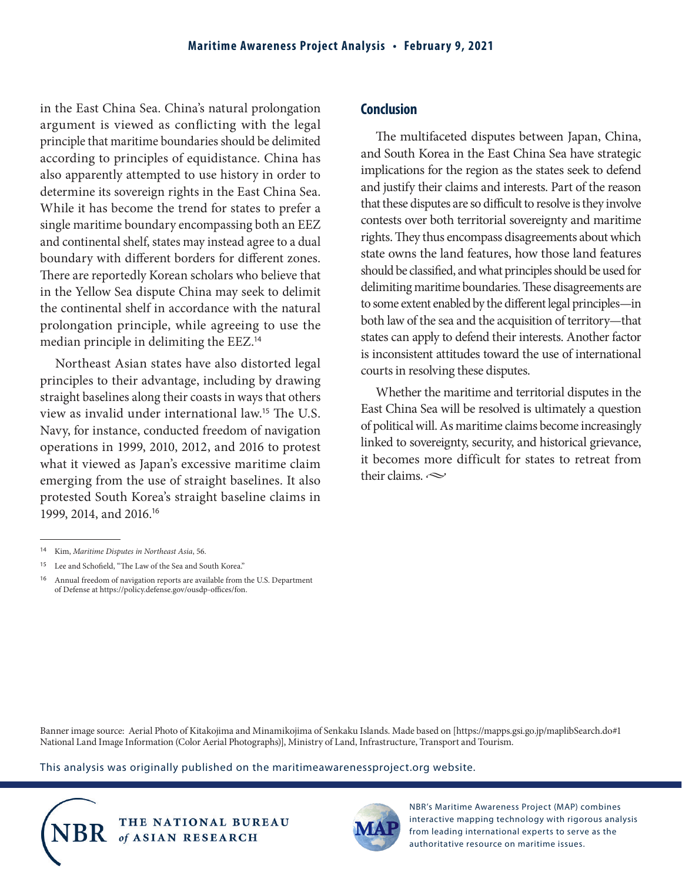in the East China Sea. China's natural prolongation argument is viewed as conflicting with the legal principle that maritime boundaries should be delimited according to principles of equidistance. China has also apparently attempted to use history in order to determine its sovereign rights in the East China Sea. While it has become the trend for states to prefer a single maritime boundary encompassing both an EEZ and continental shelf, states may instead agree to a dual boundary with different borders for different zones. There are reportedly Korean scholars who believe that in the Yellow Sea dispute China may seek to delimit the continental shelf in accordance with the natural prolongation principle, while agreeing to use the median principle in delimiting the EEZ.[14]

Northeast Asian states have also distorted legal principles to their advantage, including by drawing straight baselines along their coasts in ways that others view as invalid under international law.[15] The U.S. Navy, for instance, conducted freedom of navigation operations in 1999, 2010, 2012, and 2016 to protest what it viewed as Japan's excessive maritime claim emerging from the use of straight baselines. It also protested South Korea's straight baseline claims in 1999, 2014, and 2016.[16]

[14] Kim, *Maritime Disputes in Northeast Asia*, 56.

[15] Lee and Schofield, "The Law of the Sea and South Korea."

[16] Annual freedom of navigation reports are available from the U.S. Department of Defense at https://policy.defense.gov/ousdp-offices/fon.

## Conclusion

The multifaceted disputes between Japan, China, and South Korea in the East China Sea have strategic implications for the region as the states seek to defend and justify their claims and interests. Part of the reason that these disputes are so difficult to resolve is they involve contests over both territorial sovereignty and maritime rights. They thus encompass disagreements about which state owns the land features, how those land features should be classified, and what principles should be used for delimiting maritime boundaries. These disagreements are to some extent enabled by the different legal principles—in both law of the sea and the acquisition of territory—that states can apply to defend their interests. Another factor is inconsistent attitudes toward the use of international courts in resolving these disputes.

Whether the maritime and territorial disputes in the East China Sea will be resolved is ultimately a question of political will. As maritime claims become increasingly linked to sovereignty, security, and historical grievance, it becomes more difficult for states to retreat from their claims.

Banner image source: Aerial Photo of Kitakojima and Minamikojima of Senkaku Islands. Made based on [https://mapps.gsi.go.jp/maplibSearch.do#1 National Land Image Information (Color Aerial Photographs)], Ministry of Land, Infrastructure, Transport and Tourism.

This analysis was originally published on the maritimeawarenessproject.org website.

NBR THE NATIONAL BUREAU of ASIAN RESEARCH

MAP

NBR's Maritime Awareness Project (MAP) combines interactive mapping technology with rigorous analysis from leading international experts to serve as the authoritative resource on maritime issues.